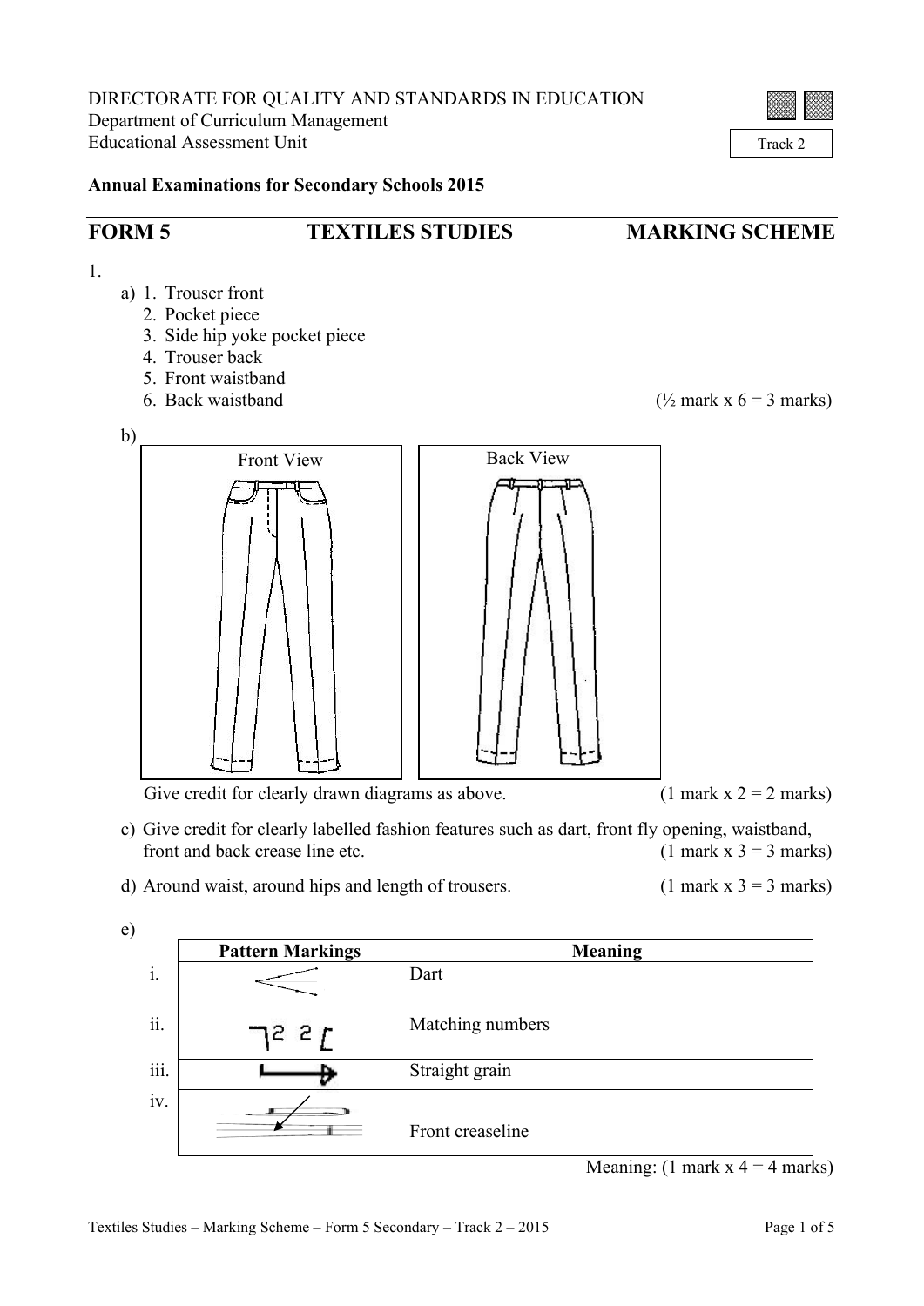DIRECTORATE FOR QUALITY AND STANDARDS IN EDUCATION
Department of Curriculum Management
Educational Assessment Unit

Track 2

**Annual Examinations for Secondary Schools 2015**

# FORM 5 TEXTILES STUDIES MARKING SCHEME

1.

a) 1. Trouser front
   2. Pocket piece
   3. Side hip yoke pocket piece
   4. Trouser back
   5. Front waistband
   6. Back waistband (½ mark x 6 = 3 marks)

b)

Front View | Back View

Give credit for clearly drawn diagrams as above. (1 mark x 2 = 2 marks)

c) Give credit for clearly labelled fashion features such as dart, front fly opening, waistband, front and back crease line etc. (1 mark x 3 = 3 marks)

d) Around waist, around hips and length of trousers. (1 mark x 3 = 3 marks)

e)

| | Pattern Markings | Meaning |
|---|---|---|
| i. | | Dart |
| ii. | | Matching numbers |
| iii. | | Straight grain |
| iv. | | Front creaseline |

Meaning: (1 mark x 4 = 4 marks)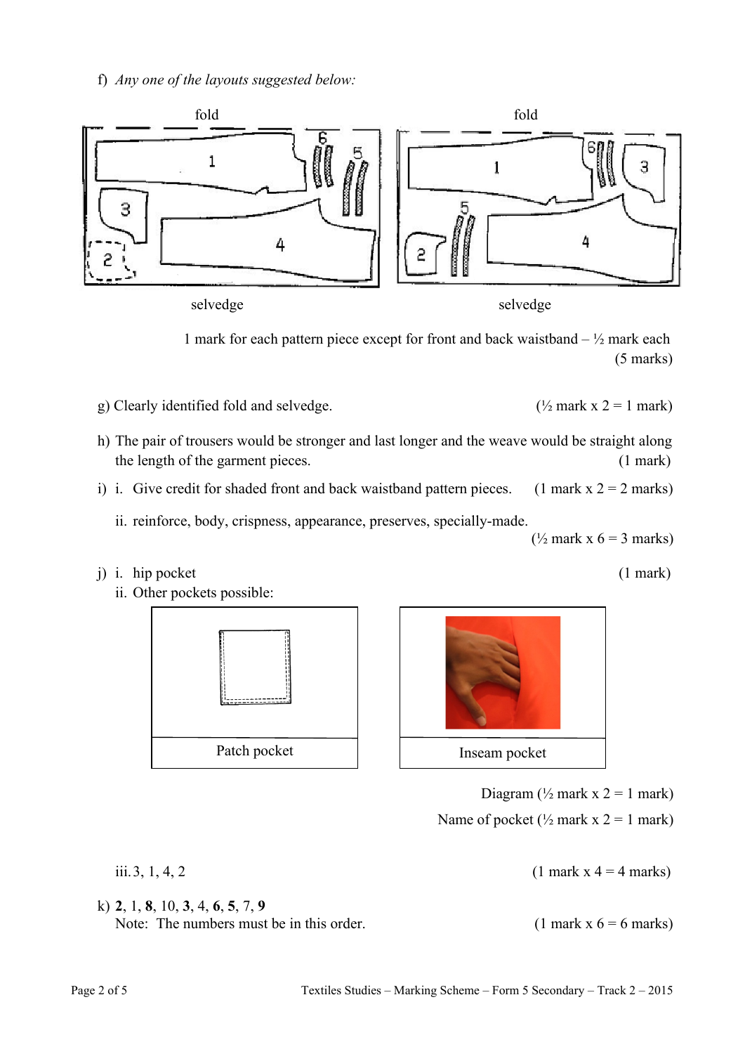f) *Any one of the layouts suggested below:*

fold

selvedge

fold

selvedge

1 mark for each pattern piece except for front and back waistband – ½ mark each (5 marks)

g) Clearly identified fold and selvedge. (½ mark x 2 = 1 mark)

h) The pair of trousers would be stronger and last longer and the weave would be straight along the length of the garment pieces. (1 mark)

i) i. Give credit for shaded front and back waistband pattern pieces. (1 mark x 2 = 2 marks)

ii. reinforce, body, crispness, appearance, preserves, specially-made. (½ mark x 6 = 3 marks)

j) i. hip pocket (1 mark)

ii. Other pockets possible:

| Patch pocket | Inseam pocket |
|---|---|

Diagram (½ mark x 2 = 1 mark)

Name of pocket (½ mark x 2 = 1 mark)

iii. 3, 1, 4, 2 (1 mark x 4 = 4 marks)

k) **2**, 1, **8**, 10, **3**, 4, **6**, **5**, 7, **9**

Note: The numbers must be in this order. (1 mark x 6 = 6 marks)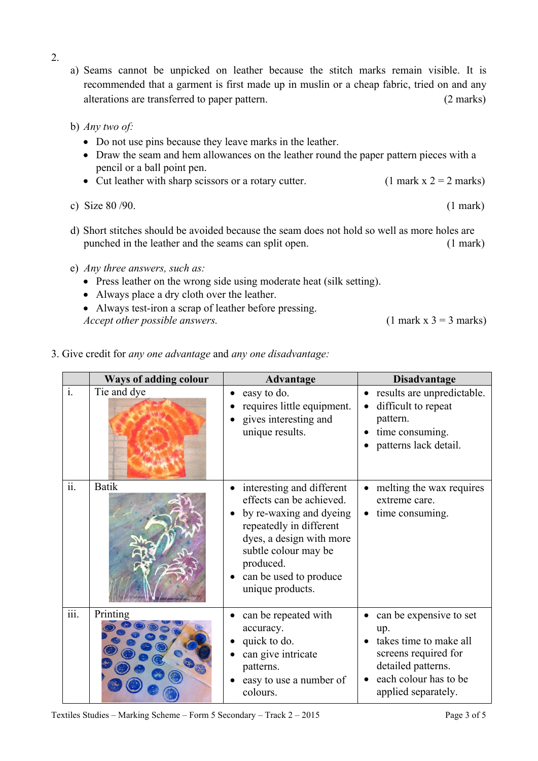2.

a) Seams cannot be unpicked on leather because the stitch marks remain visible. It is recommended that a garment is first made up in muslin or a cheap fabric, tried on and any alterations are transferred to paper pattern. (2 marks)

b) *Any two of:*
- Do not use pins because they leave marks in the leather.
- Draw the seam and hem allowances on the leather round the paper pattern pieces with a pencil or a ball point pen.
- Cut leather with sharp scissors or a rotary cutter. (1 mark x 2 = 2 marks)

c) Size 80 /90. (1 mark)

d) Short stitches should be avoided because the seam does not hold so well as more holes are punched in the leather and the seams can split open. (1 mark)

e) *Any three answers, such as:*
- Press leather on the wrong side using moderate heat (silk setting).
- Always place a dry cloth over the leather.
- Always test-iron a scrap of leather before pressing.

*Accept other possible answers.* (1 mark x 3 = 3 marks)

3. Give credit for *any one advantage* and *any one disadvantage:*

| | Ways of adding colour | Advantage | Disadvantage |
|---|---|---|---|
| i. | Tie and dye | • easy to do.<br>• requires little equipment.<br>• gives interesting and unique results. | • results are unpredictable.<br>• difficult to repeat pattern.<br>• time consuming.<br>• patterns lack detail. |
| ii. | Batik | • interesting and different effects can be achieved.<br>• by re-waxing and dyeing repeatedly in different dyes, a design with more subtle colour may be produced.<br>• can be used to produce unique products. | • melting the wax requires extreme care.<br>• time consuming. |
| iii. | Printing | • can be repeated with accuracy.<br>• quick to do.<br>• can give intricate patterns.<br>• easy to use a number of colours. | • can be expensive to set up.<br>• takes time to make all screens required for detailed patterns.<br>• each colour has to be applied separately. |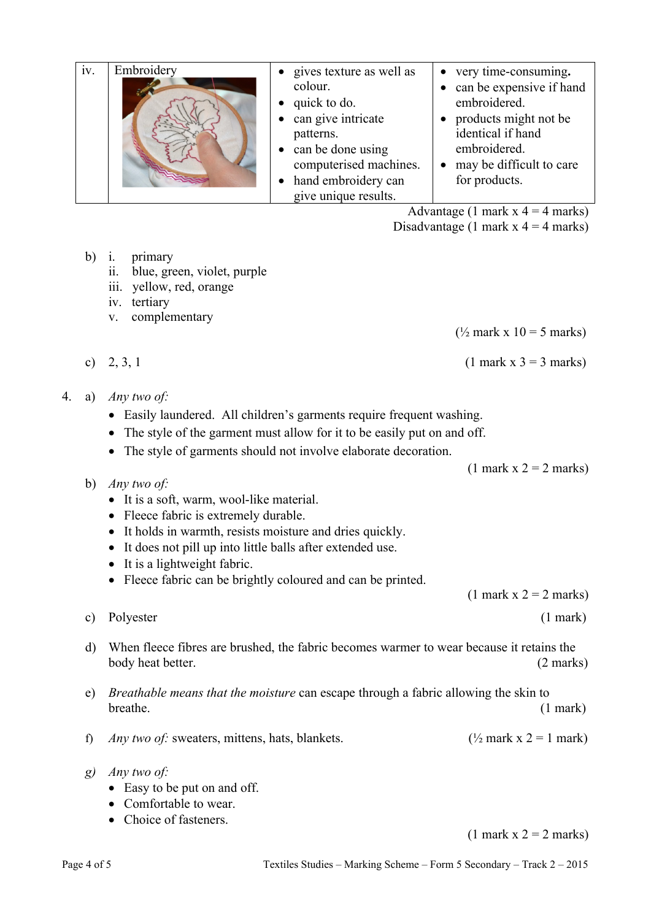| iv. | Embroidery | <ul><li>gives texture as well as colour.</li><li>quick to do.</li><li>can give intricate patterns.</li><li>can be done using computerised machines.</li><li>hand embroidery can give unique results.</li></ul> | <ul><li>very time-consuming.</li><li>can be expensive if hand embroidered.</li><li>products might not be identical if hand embroidered.</li><li>may be difficult to care for products.</li></ul> |
|---|---|---|---|

Advantage (1 mark x 4 = 4 marks)
Disadvantage (1 mark x 4 = 4 marks)

b) i. primary
   ii. blue, green, violet, purple
   iii. yellow, red, orange
   iv. tertiary
   v. complementary

(½ mark x 10 = 5 marks)

c) 2, 3, 1 (1 mark x 3 = 3 marks)

4. a) *Any two of:*
- Easily laundered. All children's garments require frequent washing.
- The style of the garment must allow for it to be easily put on and off.
- The style of garments should not involve elaborate decoration.

(1 mark x 2 = 2 marks)

b) *Any two of:*
- It is a soft, warm, wool-like material.
- Fleece fabric is extremely durable.
- It holds in warmth, resists moisture and dries quickly.
- It does not pill up into little balls after extended use.
- It is a lightweight fabric.
- Fleece fabric can be brightly coloured and can be printed.

(1 mark x 2 = 2 marks)

c) Polyester (1 mark)

d) When fleece fibres are brushed, the fabric becomes warmer to wear because it retains the body heat better. (2 marks)

e) *Breathable means that the moisture* can escape through a fabric allowing the skin to breathe. (1 mark)

f) *Any two of:* sweaters, mittens, hats, blankets. (½ mark x 2 = 1 mark)

*g) Any two of:*
- Easy to be put on and off.
- Comfortable to wear.
- Choice of fasteners.

(1 mark x 2 = 2 marks)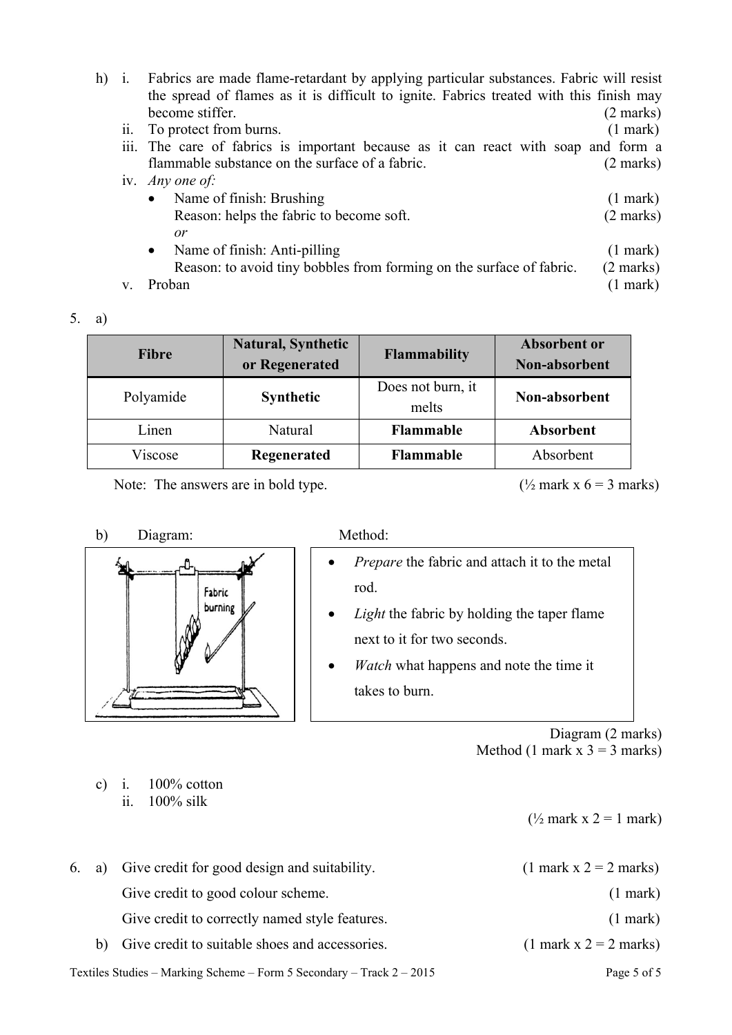h) i. Fabrics are made flame-retardant by applying particular substances. Fabric will resist the spread of flames as it is difficult to ignite. Fabrics treated with this finish may become stiffer. (2 marks)

ii. To protect from burns. (1 mark)

iii. The care of fabrics is important because as it can react with soap and form a flammable substance on the surface of a fabric. (2 marks)

iv. *Any one of:*

- Name of finish: Brushing (1 mark)
  Reason: helps the fabric to become soft. (2 marks)
  *or*
- Name of finish: Anti-pilling (1 mark)
  Reason: to avoid tiny bobbles from forming on the surface of fabric. (2 marks)

v. Proban (1 mark)

5. a)

| Fibre | Natural, Synthetic or Regenerated | Flammability | Absorbent or Non-absorbent |
|---|---|---|---|
| Polyamide | **Synthetic** | Does not burn, it melts | **Non-absorbent** |
| Linen | Natural | **Flammable** | **Absorbent** |
| Viscose | **Regenerated** | **Flammable** | Absorbent |

Note: The answers are in bold type. (½ mark x 6 = 3 marks)

b) Diagram:

Fabric burning

Method:

- *Prepare* the fabric and attach it to the metal rod.
- *Light* the fabric by holding the taper flame next to it for two seconds.
- *Watch* what happens and note the time it takes to burn.

Diagram (2 marks)
Method (1 mark x 3 = 3 marks)

c) i. 100% cotton

ii. 100% silk

(½ mark x 2 = 1 mark)

6. a) Give credit for good design and suitability. (1 mark x 2 = 2 marks)

Give credit to good colour scheme. (1 mark)

Give credit to correctly named style features. (1 mark)

b) Give credit to suitable shoes and accessories. (1 mark x 2 = 2 marks)